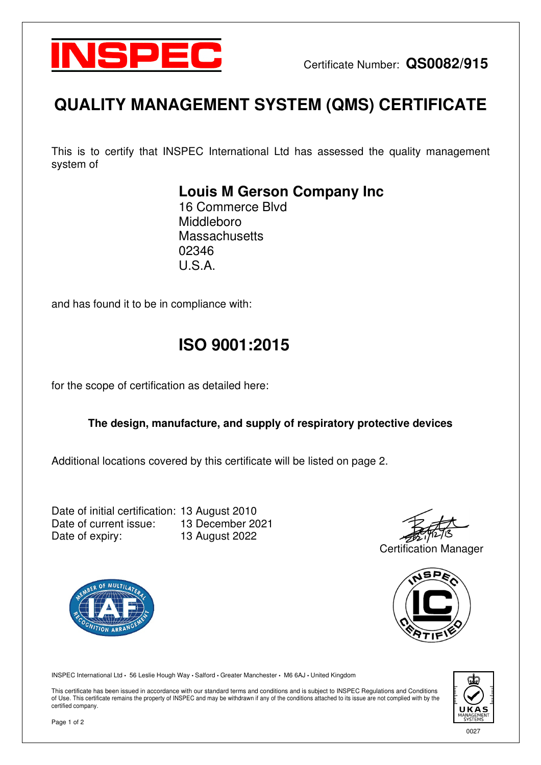INSPEC

Certificate Number: **QS0082/915**

# QUALITY MANAGEMENT SYSTEM (QMS) CERTIFICATE

This is to certify that INSPEC International Ltd has assessed the quality management system of

**Louis M Gerson Company Inc**
16 Commerce Blvd
Middleboro
Massachusetts
02346
U.S.A.

and has found it to be in compliance with:

## ISO 9001:2015

for the scope of certification as detailed here:

**The design, manufacture, and supply of respiratory protective devices**

Additional locations covered by this certificate will be listed on page 2.

Date of initial certification: 13 August 2010
Date of current issue: 13 December 2021
Date of expiry: 13 August 2022

2021/12/13
Certification Manager

INSPEC International Ltd • 56 Leslie Hough Way • Salford • Greater Manchester • M6 6AJ • United Kingdom

This certificate has been issued in accordance with our standard terms and conditions and is subject to INSPEC Regulations and Conditions of Use. This certificate remains the property of INSPEC and may be withdrawn if any of the conditions attached to its issue are not complied with by the certified company.

UKAS MANAGEMENT SYSTEMS 0027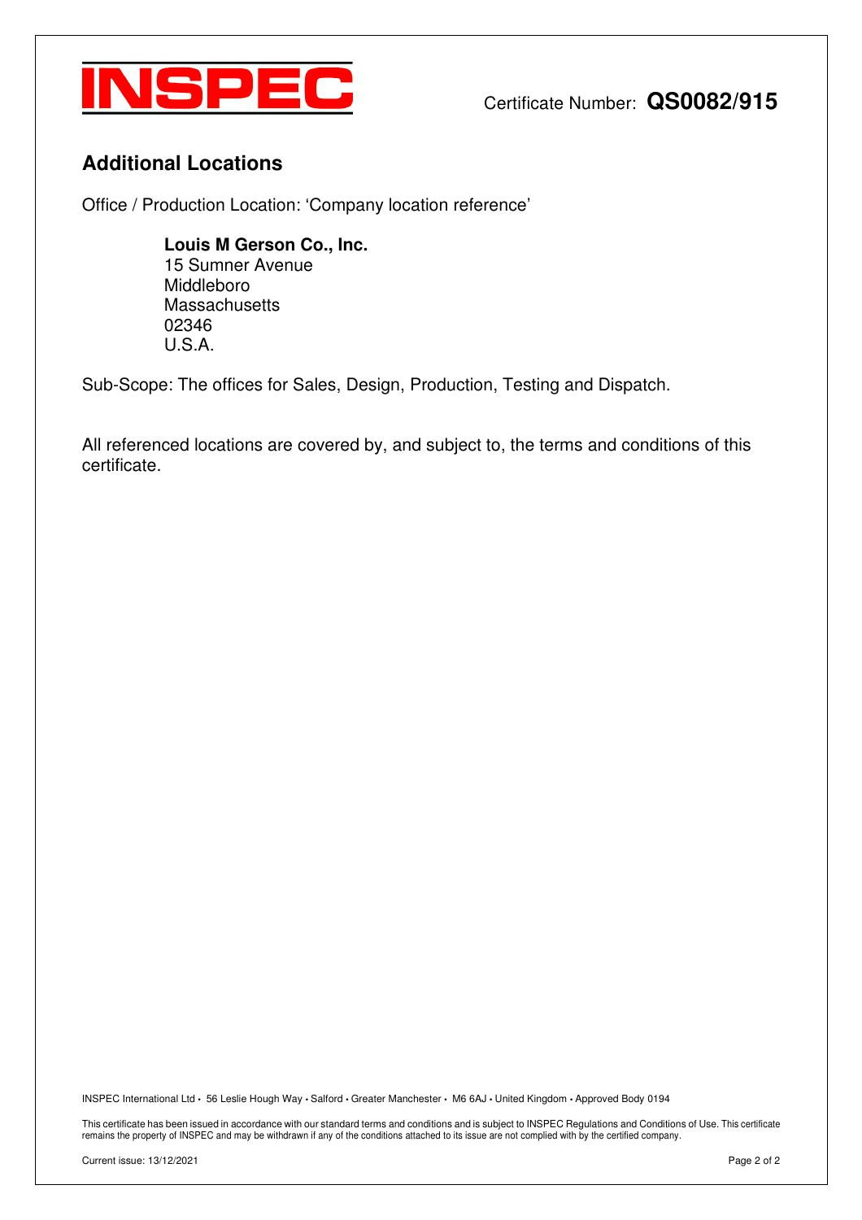INSPEC

Certificate Number: **QS0082/915**

## Additional Locations

Office / Production Location: 'Company location reference'

**Louis M Gerson Co., Inc.**
15 Sumner Avenue
Middleboro
Massachusetts
02346
U.S.A.

Sub-Scope: The offices for Sales, Design, Production, Testing and Dispatch.

All referenced locations are covered by, and subject to, the terms and conditions of this certificate.

INSPEC International Ltd • 56 Leslie Hough Way • Salford • Greater Manchester • M6 6AJ • United Kingdom • Approved Body 0194

This certificate has been issued in accordance with our standard terms and conditions and is subject to INSPEC Regulations and Conditions of Use. This certificate remains the property of INSPEC and may be withdrawn if any of the conditions attached to its issue are not complied with by the certified company.

Current issue: 13/12/2021